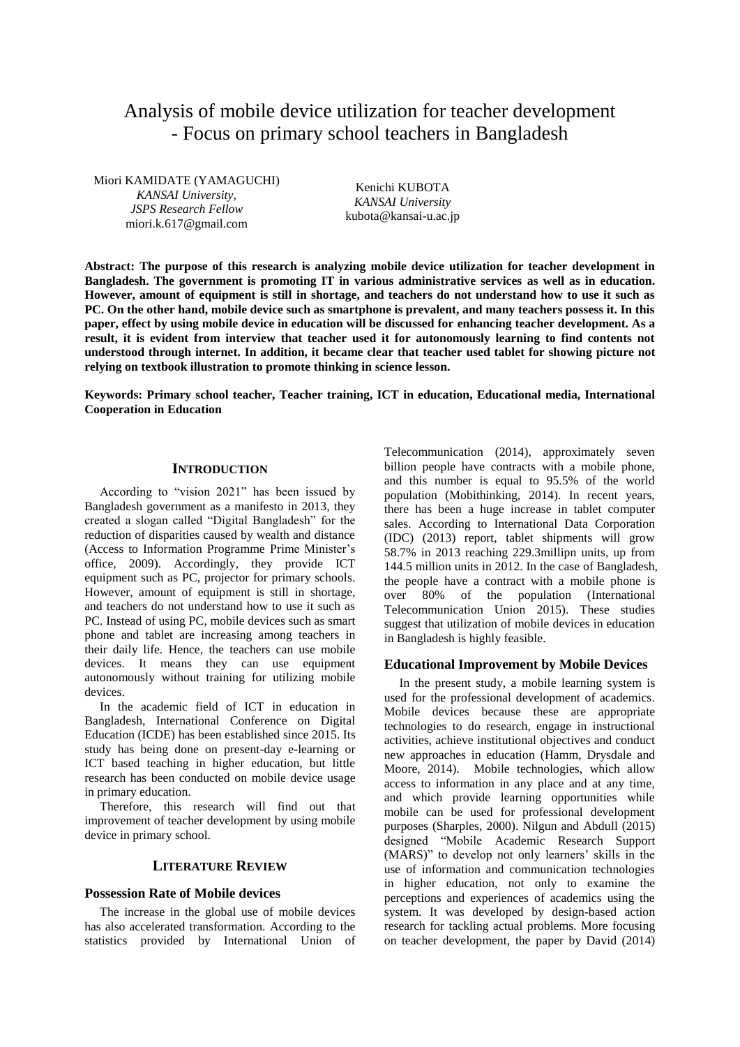# Analysis of mobile device utilization for teacher development - Focus on primary school teachers in Bangladesh

Miori KAMIDATE (YAMAGUCHI)
*KANSAI University,*
*JSPS Research Fellow*
miori.k.617@gmail.com

Kenichi KUBOTA
*KANSAI University*
kubota@kansai-u.ac.jp

**Abstract: The purpose of this research is analyzing mobile device utilization for teacher development in Bangladesh. The government is promoting IT in various administrative services as well as in education. However, amount of equipment is still in shortage, and teachers do not understand how to use it such as PC. On the other hand, mobile device such as smartphone is prevalent, and many teachers possess it. In this paper, effect by using mobile device in education will be discussed for enhancing teacher development. As a result, it is evident from interview that teacher used it for autonomously learning to find contents not understood through internet. In addition, it became clear that teacher used tablet for showing picture not relying on textbook illustration to promote thinking in science lesson.**

**Keywords: Primary school teacher, Teacher training, ICT in education, Educational media, International Cooperation in Education**

## INTRODUCTION

According to "vision 2021" has been issued by Bangladesh government as a manifesto in 2013, they created a slogan called "Digital Bangladesh" for the reduction of disparities caused by wealth and distance (Access to Information Programme Prime Minister's office, 2009). Accordingly, they provide ICT equipment such as PC, projector for primary schools. However, amount of equipment is still in shortage, and teachers do not understand how to use it such as PC. Instead of using PC, mobile devices such as smart phone and tablet are increasing among teachers in their daily life. Hence, the teachers can use mobile devices. It means they can use equipment autonomously without training for utilizing mobile devices.

In the academic field of ICT in education in Bangladesh, International Conference on Digital Education (ICDE) has been established since 2015. Its study has being done on present-day e-learning or ICT based teaching in higher education, but little research has been conducted on mobile device usage in primary education.

Therefore, this research will find out that improvement of teacher development by using mobile device in primary school.

## LITERATURE REVIEW

### Possession Rate of Mobile devices

The increase in the global use of mobile devices has also accelerated transformation. According to the statistics provided by International Union of Telecommunication (2014), approximately seven billion people have contracts with a mobile phone, and this number is equal to 95.5% of the world population (Mobithinking, 2014). In recent years, there has been a huge increase in tablet computer sales. According to International Data Corporation (IDC) (2013) report, tablet shipments will grow 58.7% in 2013 reaching 229.3millipn units, up from 144.5 million units in 2012. In the case of Bangladesh, the people have a contract with a mobile phone is over 80% of the population (International Telecommunication Union 2015). These studies suggest that utilization of mobile devices in education in Bangladesh is highly feasible.

### Educational Improvement by Mobile Devices

In the present study, a mobile learning system is used for the professional development of academics. Mobile devices because these are appropriate technologies to do research, engage in instructional activities, achieve institutional objectives and conduct new approaches in education (Hamm, Drysdale and Moore, 2014). Mobile technologies, which allow access to information in any place and at any time, and which provide learning opportunities while mobile can be used for professional development purposes (Sharples, 2000). Nilgun and Abdull (2015) designed "Mobile Academic Research Support (MARS)" to develop not only learners' skills in the use of information and communication technologies in higher education, not only to examine the perceptions and experiences of academics using the system. It was developed by design-based action research for tackling actual problems. More focusing on teacher development, the paper by David (2014)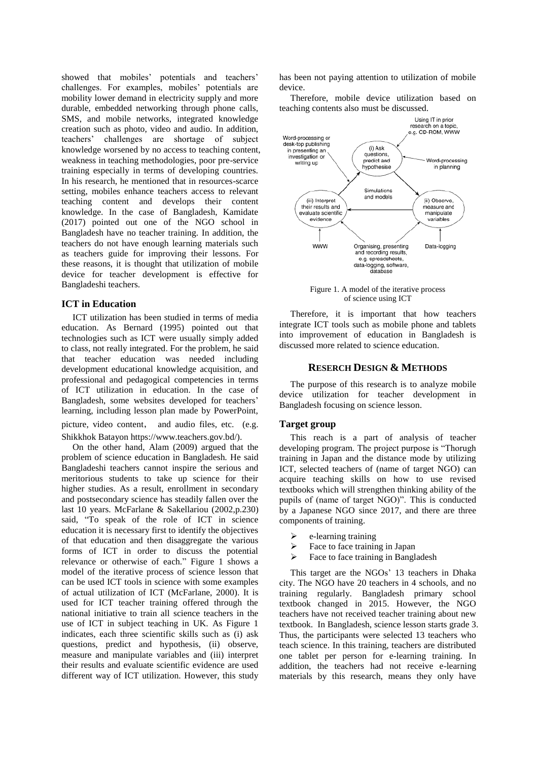showed that mobiles' potentials and teachers' challenges. For examples, mobiles' potentials are mobility lower demand in electricity supply and more durable, embedded networking through phone calls, SMS, and mobile networks, integrated knowledge creation such as photo, video and audio. In addition, teachers' challenges are shortage of subject knowledge worsened by no access to teaching content, weakness in teaching methodologies, poor pre-service training especially in terms of developing countries. In his research, he mentioned that in resources-scarce setting, mobiles enhance teachers access to relevant teaching content and develops their content knowledge. In the case of Bangladesh, Kamidate (2017) pointed out one of the NGO school in Bangladesh have no teacher training. In addition, the teachers do not have enough learning materials such as teachers guide for improving their lessons. For these reasons, it is thought that utilization of mobile device for teacher development is effective for Bangladeshi teachers.

## ICT in Education

ICT utilization has been studied in terms of media education. As Bernard (1995) pointed out that technologies such as ICT were usually simply added to class, not really integrated. For the problem, he said that teacher education was needed including development educational knowledge acquisition, and professional and pedagogical competencies in terms of ICT utilization in education. In the case of Bangladesh, some websites developed for teachers' learning, including lesson plan made by PowerPoint, picture, video content, and audio files, etc. (e.g. Shikkhok Batayon https://www.teachers.gov.bd/).

On the other hand, Alam (2009) argued that the problem of science education in Bangladesh. He said Bangladeshi teachers cannot inspire the serious and meritorious students to take up science for their higher studies. As a result, enrollment in secondary and postsecondary science has steadily fallen over the last 10 years. McFarlane & Sakellariou (2002,p.230) said, "To speak of the role of ICT in science education it is necessary first to identify the objectives of that education and then disaggregate the various forms of ICT in order to discuss the potential relevance or otherwise of each." Figure 1 shows a model of the iterative process of science lesson that can be used ICT tools in science with some examples of actual utilization of ICT (McFarlane, 2000). It is used for ICT teacher training offered through the national initiative to train all science teachers in the use of ICT in subject teaching in UK. As Figure 1 indicates, each three scientific skills such as (i) ask questions, predict and hypothesis, (ii) observe, measure and manipulate variables and (iii) interpret their results and evaluate scientific evidence are used different way of ICT utilization. However, this study has been not paying attention to utilization of mobile device.

Therefore, mobile device utilization based on teaching contents also must be discussed.

Using IT in prior research on a topic, e.g. CD-ROM, WWW

Word-processing or desk-top publishing in presenting an investigation or writing up

(i) Ask questions, predict and hypothesise

Word-processing in planning

Simulations and models

(iii) Interpret their results and evaluate scientific evidence

(ii) Observe, measure and manipulate variables

WWW

Organising, presenting and recording results, e.g. spreadsheets, data-logging, software, database

Data-logging

Figure 1. A model of the iterative process of science using ICT

Therefore, it is important that how teachers integrate ICT tools such as mobile phone and tablets into improvement of education in Bangladesh is discussed more related to science education.

## RESERCH DESIGN & METHODS

The purpose of this research is to analyze mobile device utilization for teacher development in Bangladesh focusing on science lesson.

### Target group

This reach is a part of analysis of teacher developing program. The project purpose is "Thorugh training in Japan and the distance mode by utilizing ICT, selected teachers of (name of target NGO) can acquire teaching skills on how to use revised textbooks which will strengthen thinking ability of the pupils of (name of target NGO)". This is conducted by a Japanese NGO since 2017, and there are three components of training.

- e-learning training
- Face to face training in Japan
- Face to face training in Bangladesh

This target are the NGOs' 13 teachers in Dhaka city. The NGO have 20 teachers in 4 schools, and no training regularly. Bangladesh primary school textbook changed in 2015. However, the NGO teachers have not received teacher training about new textbook. In Bangladesh, science lesson starts grade 3. Thus, the participants were selected 13 teachers who teach science. In this training, teachers are distributed one tablet per person for e-learning training. In addition, the teachers had not receive e-learning materials by this research, means they only have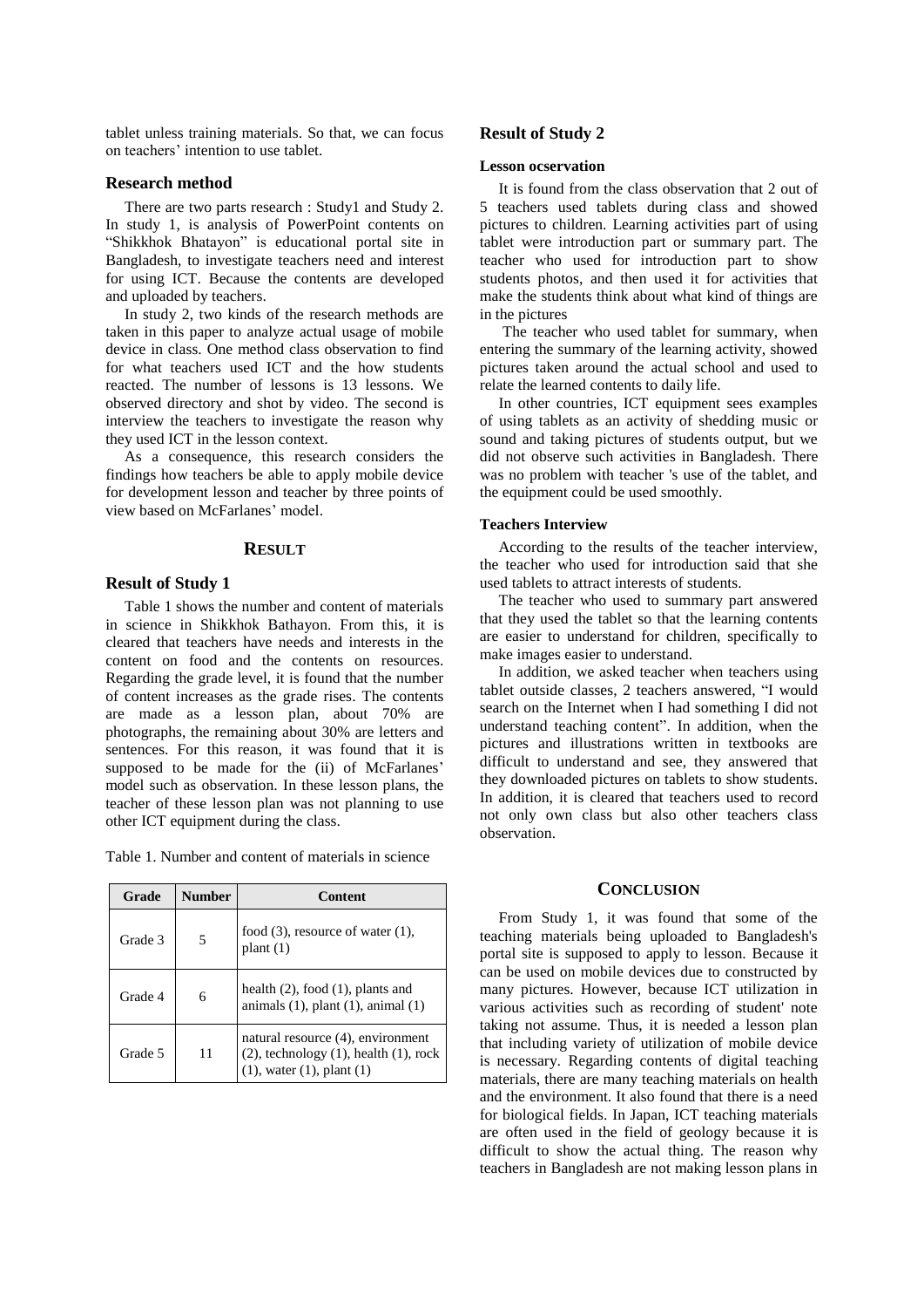tablet unless training materials. So that, we can focus on teachers' intention to use tablet.

### Research method

There are two parts research : Study1 and Study 2. In study 1, is analysis of PowerPoint contents on "Shikkhok Bhatayon" is educational portal site in Bangladesh, to investigate teachers need and interest for using ICT. Because the contents are developed and uploaded by teachers.

In study 2, two kinds of the research methods are taken in this paper to analyze actual usage of mobile device in class. One method class observation to find for what teachers used ICT and the how students reacted. The number of lessons is 13 lessons. We observed directory and shot by video. The second is interview the teachers to investigate the reason why they used ICT in the lesson context.

As a consequence, this research considers the findings how teachers be able to apply mobile device for development lesson and teacher by three points of view based on McFarlanes' model.

## RESULT

### Result of Study 1

Table 1 shows the number and content of materials in science in Shikkhok Bathayon. From this, it is cleared that teachers have needs and interests in the content on food and the contents on resources. Regarding the grade level, it is found that the number of content increases as the grade rises. The contents are made as a lesson plan, about 70% are photographs, the remaining about 30% are letters and sentences. For this reason, it was found that it is supposed to be made for the (ii) of McFarlanes' model such as observation. In these lesson plans, the teacher of these lesson plan was not planning to use other ICT equipment during the class.

Table 1. Number and content of materials in science

| Grade | Number | Content |
|---|---|---|
| Grade 3 | 5 | food (3), resource of water (1), plant (1) |
| Grade 4 | 6 | health (2), food (1), plants and animals (1), plant (1), animal (1) |
| Grade 5 | 11 | natural resource (4), environment (2), technology (1), health (1), rock (1), water (1), plant (1) |

### Result of Study 2

#### Lesson ocservation

It is found from the class observation that 2 out of 5 teachers used tablets during class and showed pictures to children. Learning activities part of using tablet were introduction part or summary part. The teacher who used for introduction part to show students photos, and then used it for activities that make the students think about what kind of things are in the pictures

The teacher who used tablet for summary, when entering the summary of the learning activity, showed pictures taken around the actual school and used to relate the learned contents to daily life.

In other countries, ICT equipment sees examples of using tablets as an activity of shedding music or sound and taking pictures of students output, but we did not observe such activities in Bangladesh. There was no problem with teacher 's use of the tablet, and the equipment could be used smoothly.

#### Teachers Interview

According to the results of the teacher interview, the teacher who used for introduction said that she used tablets to attract interests of students.

The teacher who used to summary part answered that they used the tablet so that the learning contents are easier to understand for children, specifically to make images easier to understand.

In addition, we asked teacher when teachers using tablet outside classes, 2 teachers answered, "I would search on the Internet when I had something I did not understand teaching content". In addition, when the pictures and illustrations written in textbooks are difficult to understand and see, they answered that they downloaded pictures on tablets to show students. In addition, it is cleared that teachers used to record not only own class but also other teachers class observation.

## CONCLUSION

From Study 1, it was found that some of the teaching materials being uploaded to Bangladesh's portal site is supposed to apply to lesson. Because it can be used on mobile devices due to constructed by many pictures. However, because ICT utilization in various activities such as recording of student' note taking not assume. Thus, it is needed a lesson plan that including variety of utilization of mobile device is necessary. Regarding contents of digital teaching materials, there are many teaching materials on health and the environment. It also found that there is a need for biological fields. In Japan, ICT teaching materials are often used in the field of geology because it is difficult to show the actual thing. The reason why teachers in Bangladesh are not making lesson plans in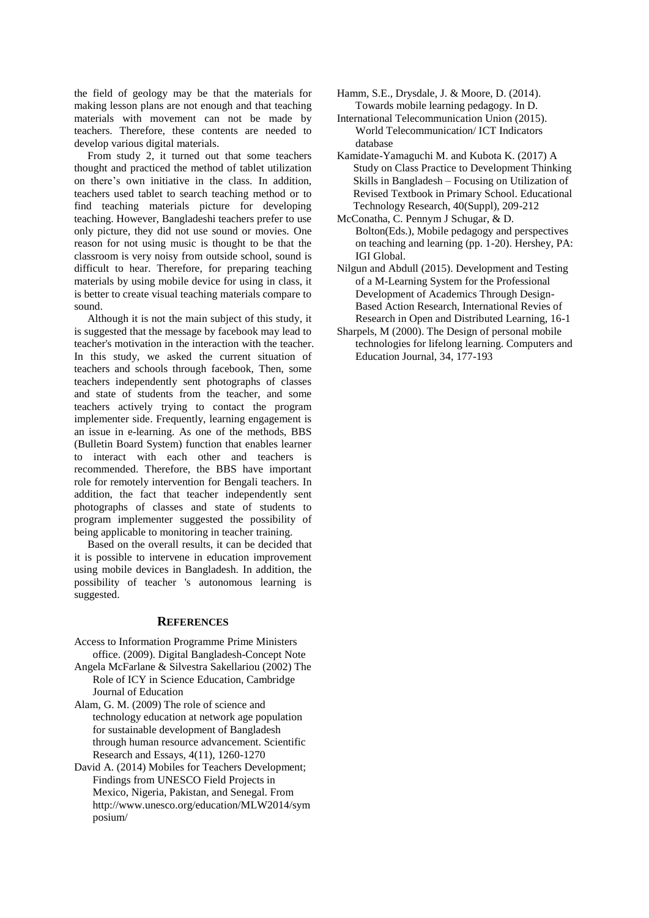the field of geology may be that the materials for making lesson plans are not enough and that teaching materials with movement can not be made by teachers. Therefore, these contents are needed to develop various digital materials.

From study 2, it turned out that some teachers thought and practiced the method of tablet utilization on there's own initiative in the class. In addition, teachers used tablet to search teaching method or to find teaching materials picture for developing teaching. However, Bangladeshi teachers prefer to use only picture, they did not use sound or movies. One reason for not using music is thought to be that the classroom is very noisy from outside school, sound is difficult to hear. Therefore, for preparing teaching materials by using mobile device for using in class, it is better to create visual teaching materials compare to sound.

Although it is not the main subject of this study, it is suggested that the message by facebook may lead to teacher's motivation in the interaction with the teacher. In this study, we asked the current situation of teachers and schools through facebook, Then, some teachers independently sent photographs of classes and state of students from the teacher, and some teachers actively trying to contact the program implementer side. Frequently, learning engagement is an issue in e-learning. As one of the methods, BBS (Bulletin Board System) function that enables learner to interact with each other and teachers is recommended. Therefore, the BBS have important role for remotely intervention for Bengali teachers. In addition, the fact that teacher independently sent photographs of classes and state of students to program implementer suggested the possibility of being applicable to monitoring in teacher training.

Based on the overall results, it can be decided that it is possible to intervene in education improvement using mobile devices in Bangladesh. In addition, the possibility of teacher 's autonomous learning is suggested.

## REFERENCES

Access to Information Programme Prime Ministers office. (2009). Digital Bangladesh-Concept Note

Angela McFarlane & Silvestra Sakellariou (2002) The Role of ICY in Science Education, Cambridge Journal of Education

Alam, G. M. (2009) The role of science and technology education at network age population for sustainable development of Bangladesh through human resource advancement. Scientific Research and Essays, 4(11), 1260-1270

David A. (2014) Mobiles for Teachers Development; Findings from UNESCO Field Projects in Mexico, Nigeria, Pakistan, and Senegal. From http://www.unesco.org/education/MLW2014/symposium/

Hamm, S.E., Drysdale, J. & Moore, D. (2014). Towards mobile learning pedagogy. In D.

International Telecommunication Union (2015). World Telecommunication/ ICT Indicators database

Kamidate-Yamaguchi M. and Kubota K. (2017) A Study on Class Practice to Development Thinking Skills in Bangladesh – Focusing on Utilization of Revised Textbook in Primary School. Educational Technology Research, 40(Suppl), 209-212

McConatha, C. Pennym J Schugar, & D. Bolton(Eds.), Mobile pedagogy and perspectives on teaching and learning (pp. 1-20). Hershey, PA: IGI Global.

Nilgun and Abdull (2015). Development and Testing of a M-Learning System for the Professional Development of Academics Through Design-Based Action Research, International Revies of Research in Open and Distributed Learning, 16-1

Sharpels, M (2000). The Design of personal mobile technologies for lifelong learning. Computers and Education Journal, 34, 177-193